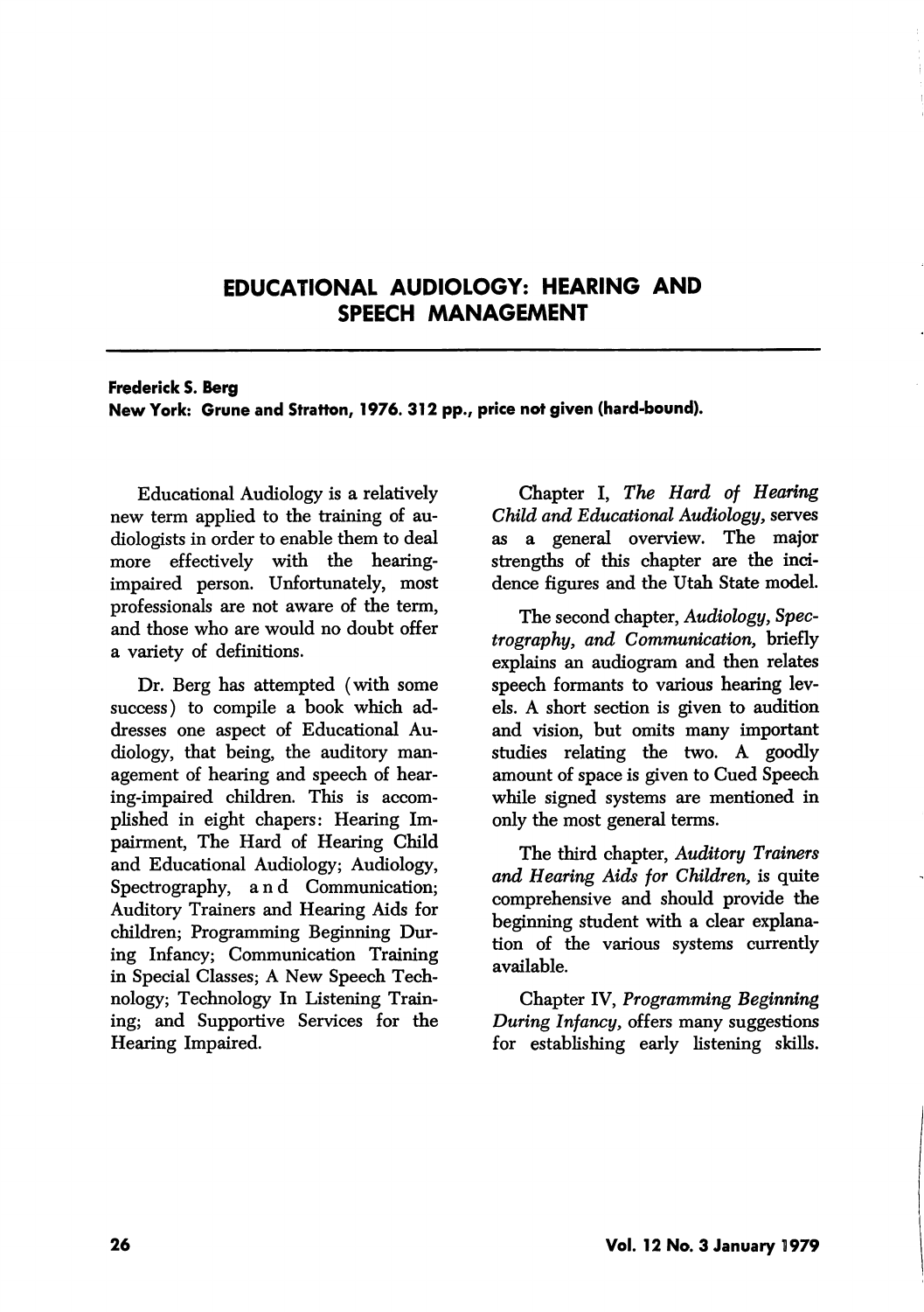# EDUCATIONAL AUDIOLOGY: HEARING AND SPEECH MANAGEMENT

**Frederick S. Berg**
**New York: Grune and Stratton, 1976. 312 pp., price not given (hard-bound).**

Educational Audiology is a relatively new term applied to the training of audiologists in order to enable them to deal more effectively with the hearing-impaired person. Unfortunately, most professionals are not aware of the term, and those who are would no doubt offer a variety of definitions.

Dr. Berg has attempted (with some success) to compile a book which addresses one aspect of Educational Audiology, that being, the auditory management of hearing and speech of hearing-impaired children. This is accomplished in eight chapers: Hearing Impairment, The Hard of Hearing Child and Educational Audiology; Audiology, Spectrography, and Communication; Auditory Trainers and Hearing Aids for children; Programming Beginning During Infancy; Communication Training in Special Classes; A New Speech Technology; Technology In Listening Training; and Supportive Services for the Hearing Impaired.

Chapter I, *The Hard of Hearing Child and Educational Audiology,* serves as a general overview. The major strengths of this chapter are the incidence figures and the Utah State model.

The second chapter, *Audiology, Spectrography, and Communication,* briefly explains an audiogram and then relates speech formants to various hearing levels. A short section is given to audition and vision, but omits many important studies relating the two. A goodly amount of space is given to Cued Speech while signed systems are mentioned in only the most general terms.

The third chapter, *Auditory Trainers and Hearing Aids for Children,* is quite comprehensive and should provide the beginning student with a clear explanation of the various systems currently available.

Chapter IV, *Programming Beginning During Infancy,* offers many suggestions for establishing early listening skills.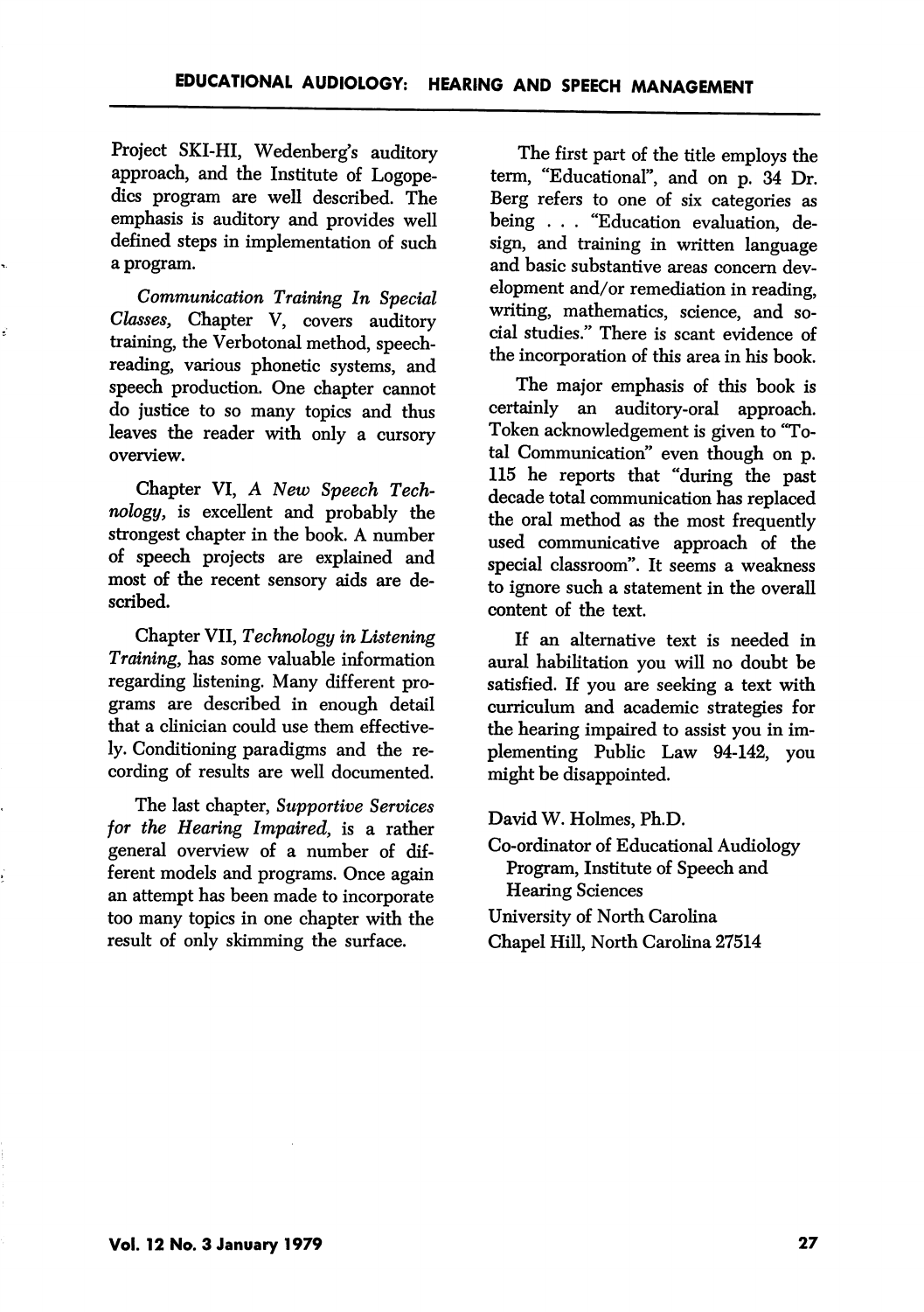Project SKI-HI, Wedenberg's auditory approach, and the Institute of Logopedics program are well described. The emphasis is auditory and provides well defined steps in implementation of such a program.

*Communication Training In Special Classes,* Chapter V, covers auditory training, the Verbotonal method, speechreading, various phonetic systems, and speech production. One chapter cannot do justice to so many topics and thus leaves the reader with only a cursory overview.

Chapter VI, *A New Speech Technology,* is excellent and probably the strongest chapter in the book. A number of speech projects are explained and most of the recent sensory aids are described.

Chapter VII, *Technology in Listening Training,* has some valuable information regarding listening. Many different programs are described in enough detail that a clinician could use them effectively. Conditioning paradigms and the recording of results are well documented.

The last chapter, *Supportive Services for the Hearing Impaired,* is a rather general overview of a number of different models and programs. Once again an attempt has been made to incorporate too many topics in one chapter with the result of only skimming the surface.

The first part of the title employs the term, "Educational", and on p. 34 Dr. Berg refers to one of six categories as being . . . "Education evaluation, design, and training in written language and basic substantive areas concern development and/or remediation in reading, writing, mathematics, science, and social studies." There is scant evidence of the incorporation of this area in his book.

The major emphasis of this book is certainly an auditory-oral approach. Token acknowledgement is given to "Total Communication" even though on p. 115 he reports that "during the past decade total communication has replaced the oral method as the most frequently used communicative approach of the special classroom". It seems a weakness to ignore such a statement in the overall content of the text.

If an alternative text is needed in aural habilitation you will no doubt be satisfied. If you are seeking a text with curriculum and academic strategies for the hearing impaired to assist you in implementing Public Law 94-142, you might be disappointed.

David W. Holmes, Ph.D.
Co-ordinator of Educational Audiology Program, Institute of Speech and Hearing Sciences
University of North Carolina
Chapel Hill, North Carolina 27514